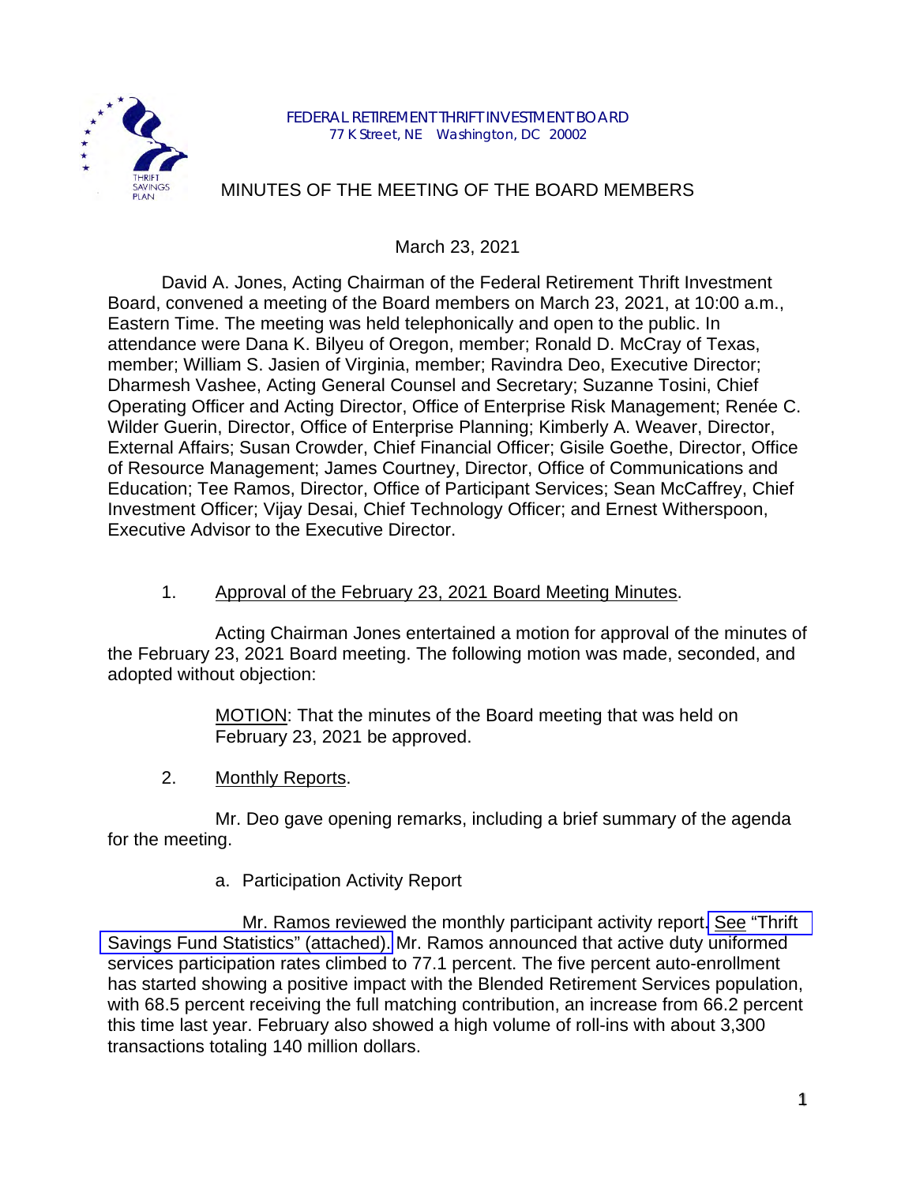FEDERAL RETIREMENT THRIFT INVESTMENT BOARD
77 K Street, NE Washington, DC 20002

# MINUTES OF THE MEETING OF THE BOARD MEMBERS

March 23, 2021

David A. Jones, Acting Chairman of the Federal Retirement Thrift Investment Board, convened a meeting of the Board members on March 23, 2021, at 10:00 a.m., Eastern Time. The meeting was held telephonically and open to the public. In attendance were Dana K. Bilyeu of Oregon, member; Ronald D. McCray of Texas, member; William S. Jasien of Virginia, member; Ravindra Deo, Executive Director; Dharmesh Vashee, Acting General Counsel and Secretary; Suzanne Tosini, Chief Operating Officer and Acting Director, Office of Enterprise Risk Management; Renée C. Wilder Guerin, Director, Office of Enterprise Planning; Kimberly A. Weaver, Director, External Affairs; Susan Crowder, Chief Financial Officer; Gisile Goethe, Director, Office of Resource Management; James Courtney, Director, Office of Communications and Education; Tee Ramos, Director, Office of Participant Services; Sean McCaffrey, Chief Investment Officer; Vijay Desai, Chief Technology Officer; and Ernest Witherspoon, Executive Advisor to the Executive Director.

1. Approval of the February 23, 2021 Board Meeting Minutes.

Acting Chairman Jones entertained a motion for approval of the minutes of the February 23, 2021 Board meeting. The following motion was made, seconded, and adopted without objection:

> MOTION: That the minutes of the Board meeting that was held on February 23, 2021 be approved.

2. Monthly Reports.

Mr. Deo gave opening remarks, including a brief summary of the agenda for the meeting.

a. Participation Activity Report

Mr. Ramos reviewed the monthly participant activity report. See "Thrift Savings Fund Statistics" (attached). Mr. Ramos announced that active duty uniformed services participation rates climbed to 77.1 percent. The five percent auto-enrollment has started showing a positive impact with the Blended Retirement Services population, with 68.5 percent receiving the full matching contribution, an increase from 66.2 percent this time last year. February also showed a high volume of roll-ins with about 3,300 transactions totaling 140 million dollars.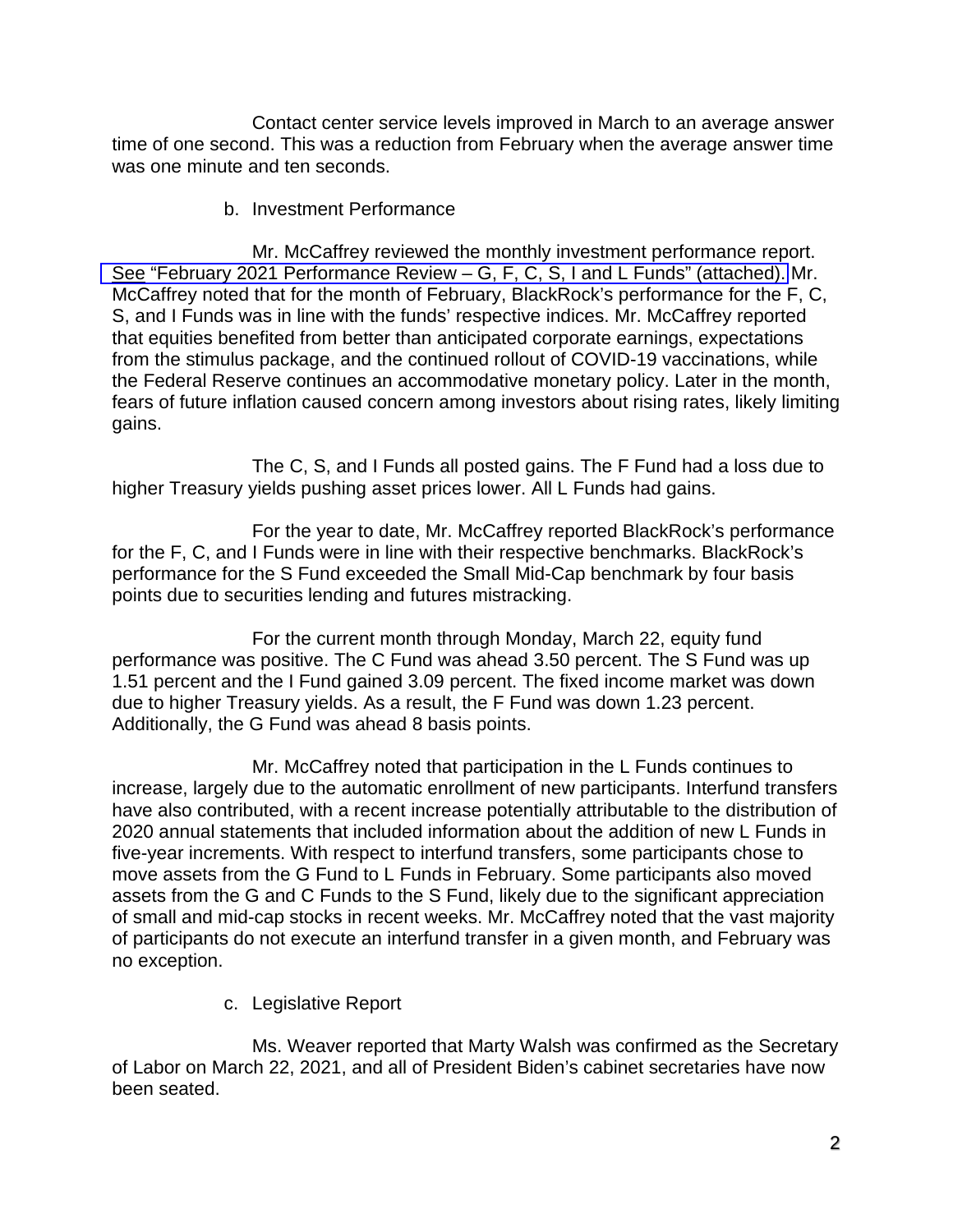Contact center service levels improved in March to an average answer time of one second. This was a reduction from February when the average answer time was one minute and ten seconds.

b. Investment Performance

Mr. McCaffrey reviewed the monthly investment performance report. See "February 2021 Performance Review – G, F, C, S, I and L Funds" (attached). Mr. McCaffrey noted that for the month of February, BlackRock's performance for the F, C, S, and I Funds was in line with the funds' respective indices. Mr. McCaffrey reported that equities benefited from better than anticipated corporate earnings, expectations from the stimulus package, and the continued rollout of COVID-19 vaccinations, while the Federal Reserve continues an accommodative monetary policy. Later in the month, fears of future inflation caused concern among investors about rising rates, likely limiting gains.

The C, S, and I Funds all posted gains. The F Fund had a loss due to higher Treasury yields pushing asset prices lower. All L Funds had gains.

For the year to date, Mr. McCaffrey reported BlackRock's performance for the F, C, and I Funds were in line with their respective benchmarks. BlackRock's performance for the S Fund exceeded the Small Mid-Cap benchmark by four basis points due to securities lending and futures mistracking.

For the current month through Monday, March 22, equity fund performance was positive. The C Fund was ahead 3.50 percent. The S Fund was up 1.51 percent and the I Fund gained 3.09 percent. The fixed income market was down due to higher Treasury yields. As a result, the F Fund was down 1.23 percent. Additionally, the G Fund was ahead 8 basis points.

Mr. McCaffrey noted that participation in the L Funds continues to increase, largely due to the automatic enrollment of new participants. Interfund transfers have also contributed, with a recent increase potentially attributable to the distribution of 2020 annual statements that included information about the addition of new L Funds in five-year increments. With respect to interfund transfers, some participants chose to move assets from the G Fund to L Funds in February. Some participants also moved assets from the G and C Funds to the S Fund, likely due to the significant appreciation of small and mid-cap stocks in recent weeks. Mr. McCaffrey noted that the vast majority of participants do not execute an interfund transfer in a given month, and February was no exception.

c. Legislative Report

Ms. Weaver reported that Marty Walsh was confirmed as the Secretary of Labor on March 22, 2021, and all of President Biden's cabinet secretaries have now been seated.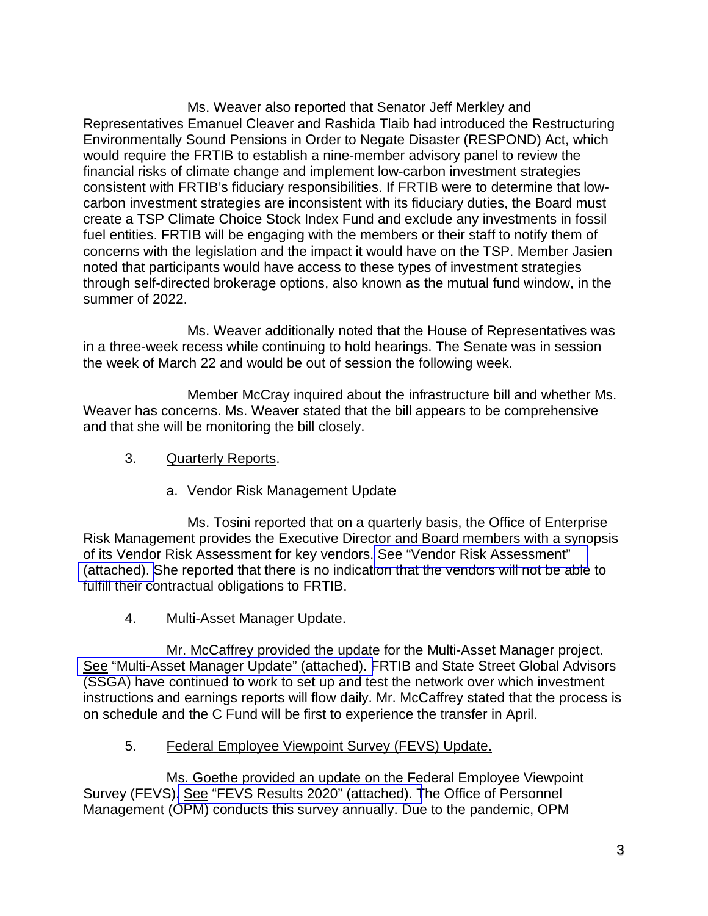Ms. Weaver also reported that Senator Jeff Merkley and Representatives Emanuel Cleaver and Rashida Tlaib had introduced the Restructuring Environmentally Sound Pensions in Order to Negate Disaster (RESPOND) Act, which would require the FRTIB to establish a nine-member advisory panel to review the financial risks of climate change and implement low-carbon investment strategies consistent with FRTIB's fiduciary responsibilities. If FRTIB were to determine that low-carbon investment strategies are inconsistent with its fiduciary duties, the Board must create a TSP Climate Choice Stock Index Fund and exclude any investments in fossil fuel entities. FRTIB will be engaging with the members or their staff to notify them of concerns with the legislation and the impact it would have on the TSP. Member Jasien noted that participants would have access to these types of investment strategies through self-directed brokerage options, also known as the mutual fund window, in the summer of 2022.

Ms. Weaver additionally noted that the House of Representatives was in a three-week recess while continuing to hold hearings. The Senate was in session the week of March 22 and would be out of session the following week.

Member McCray inquired about the infrastructure bill and whether Ms. Weaver has concerns. Ms. Weaver stated that the bill appears to be comprehensive and that she will be monitoring the bill closely.

3. Quarterly Reports.

   a. Vendor Risk Management Update

Ms. Tosini reported that on a quarterly basis, the Office of Enterprise Risk Management provides the Executive Director and Board members with a synopsis of its Vendor Risk Assessment for key vendors. See "Vendor Risk Assessment" (attached). She reported that there is no indication that the vendors will not be able to fulfill their contractual obligations to FRTIB.

4. Multi-Asset Manager Update.

Mr. McCaffrey provided the update for the Multi-Asset Manager project. See "Multi-Asset Manager Update" (attached). FRTIB and State Street Global Advisors (SSGA) have continued to work to set up and test the network over which investment instructions and earnings reports will flow daily. Mr. McCaffrey stated that the process is on schedule and the C Fund will be first to experience the transfer in April.

5. Federal Employee Viewpoint Survey (FEVS) Update.

Ms. Goethe provided an update on the Federal Employee Viewpoint Survey (FEVS). See "FEVS Results 2020" (attached). The Office of Personnel Management (OPM) conducts this survey annually. Due to the pandemic, OPM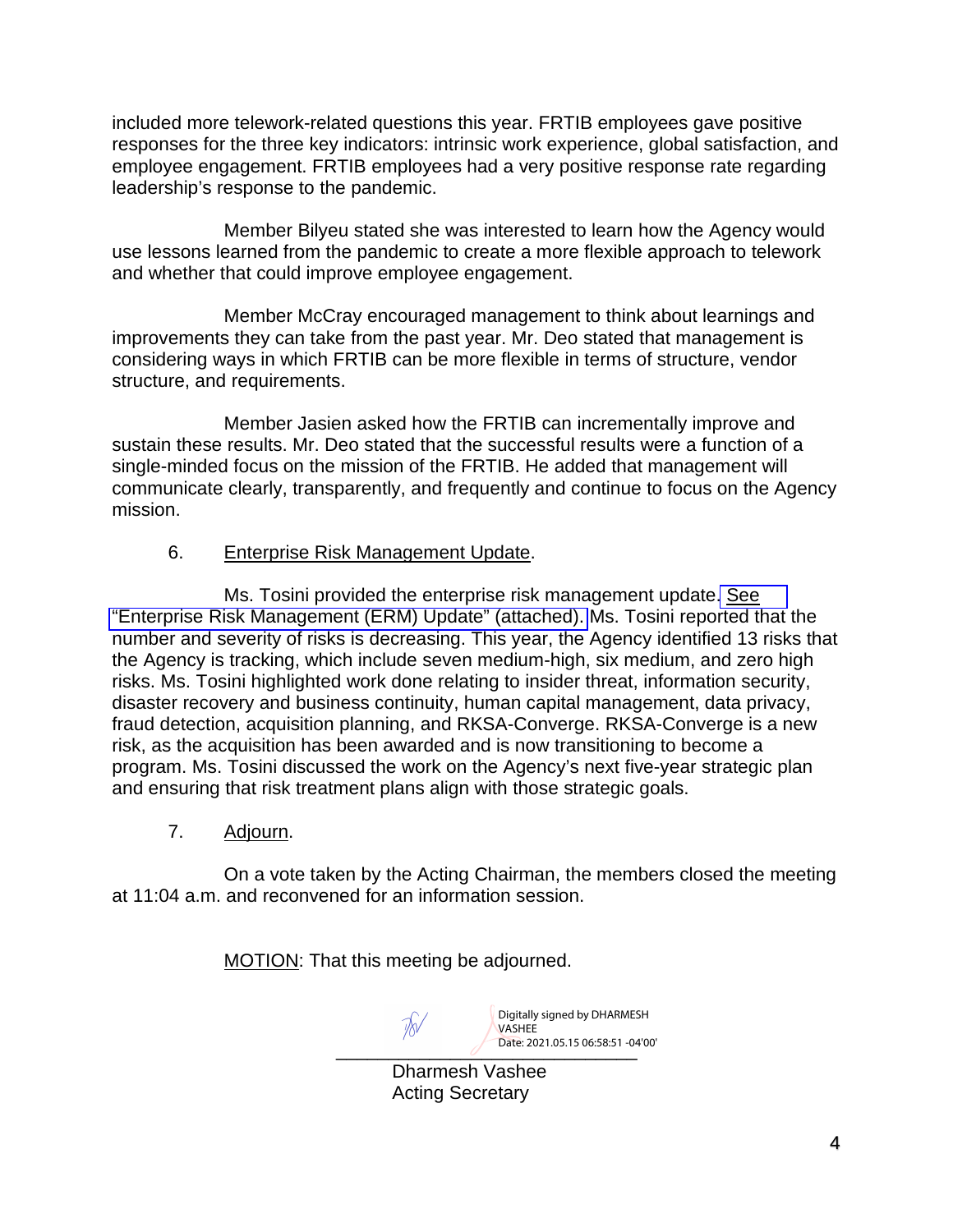included more telework-related questions this year. FRTIB employees gave positive responses for the three key indicators: intrinsic work experience, global satisfaction, and employee engagement. FRTIB employees had a very positive response rate regarding leadership's response to the pandemic.

Member Bilyeu stated she was interested to learn how the Agency would use lessons learned from the pandemic to create a more flexible approach to telework and whether that could improve employee engagement.

Member McCray encouraged management to think about learnings and improvements they can take from the past year. Mr. Deo stated that management is considering ways in which FRTIB can be more flexible in terms of structure, vendor structure, and requirements.

Member Jasien asked how the FRTIB can incrementally improve and sustain these results. Mr. Deo stated that the successful results were a function of a single-minded focus on the mission of the FRTIB. He added that management will communicate clearly, transparently, and frequently and continue to focus on the Agency mission.

6. Enterprise Risk Management Update.

Ms. Tosini provided the enterprise risk management update. See "Enterprise Risk Management (ERM) Update" (attached). Ms. Tosini reported that the number and severity of risks is decreasing. This year, the Agency identified 13 risks that the Agency is tracking, which include seven medium-high, six medium, and zero high risks. Ms. Tosini highlighted work done relating to insider threat, information security, disaster recovery and business continuity, human capital management, data privacy, fraud detection, acquisition planning, and RKSA-Converge. RKSA-Converge is a new risk, as the acquisition has been awarded and is now transitioning to become a program. Ms. Tosini discussed the work on the Agency's next five-year strategic plan and ensuring that risk treatment plans align with those strategic goals.

7. Adjourn.

On a vote taken by the Acting Chairman, the members closed the meeting at 11:04 a.m. and reconvened for an information session.

MOTION: That this meeting be adjourned.

Digitally signed by DHARMESH VASHEE
Date: 2021.05.15 06:58:51 -04'00'

Dharmesh Vashee
Acting Secretary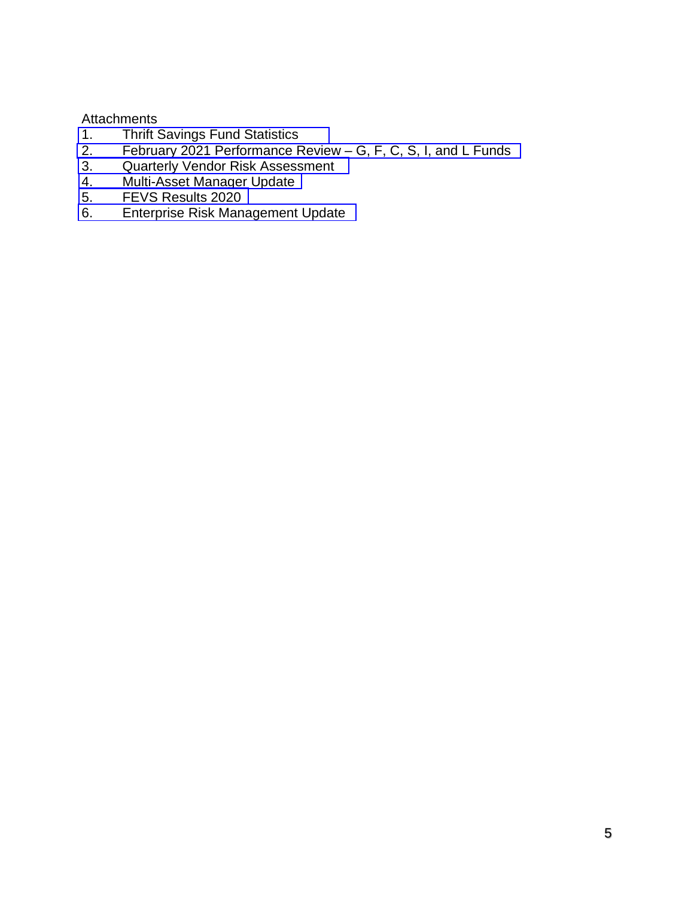Attachments

1. Thrift Savings Fund Statistics
2. February 2021 Performance Review – G, F, C, S, I, and L Funds
3. Quarterly Vendor Risk Assessment
4. Multi-Asset Manager Update
5. FEVS Results 2020
6. Enterprise Risk Management Update